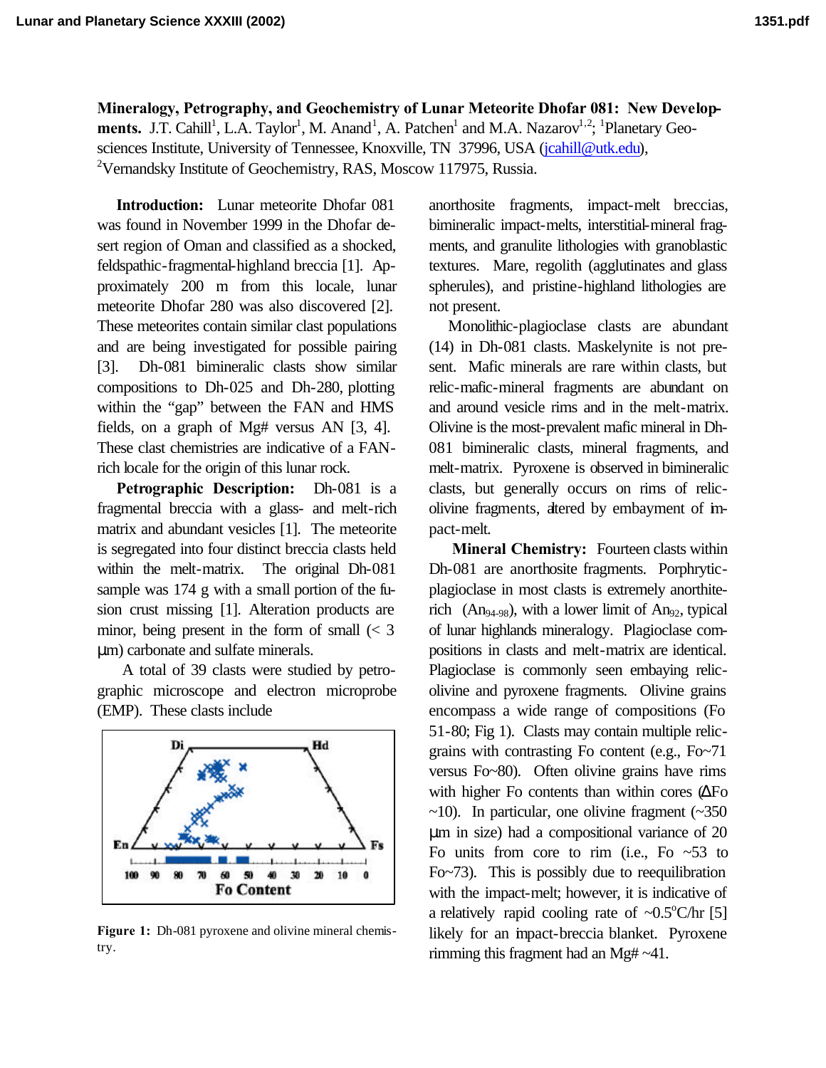**Mineralogy, Petrography, and Geochemistry of Lunar Meteorite Dhofar 081: New Developments.** J.T. Cahill[1], L.A. Taylor[1], M. Anand[1], A. Patchen[1] and M.A. Nazarov[1,2]; [1]Planetary Geosciences Institute, University of Tennessee, Knoxville, TN 37996, USA (jcahill@utk.edu), [2]Vernandsky Institute of Geochemistry, RAS, Moscow 117975, Russia.

**Introduction:** Lunar meteorite Dhofar 081 was found in November 1999 in the Dhofar desert region of Oman and classified as a shocked, feldspathic-fragmental-highland breccia [1]. Approximately 200 m from this locale, lunar meteorite Dhofar 280 was also discovered [2]. These meteorites contain similar clast populations and are being investigated for possible pairing [3]. Dh-081 bimineralic clasts show similar compositions to Dh-025 and Dh-280, plotting within the "gap" between the FAN and HMS fields, on a graph of Mg# versus AN [3, 4]. These clast chemistries are indicative of a FAN-rich locale for the origin of this lunar rock.

**Petrographic Description:** Dh-081 is a fragmental breccia with a glass- and melt-rich matrix and abundant vesicles [1]. The meteorite is segregated into four distinct breccia clasts held within the melt-matrix. The original Dh-081 sample was 174 g with a small portion of the fusion crust missing [1]. Alteration products are minor, being present in the form of small (< 3 μm) carbonate and sulfate minerals.

A total of 39 clasts were studied by petrographic microscope and electron microprobe (EMP). These clasts include anorthosite fragments, impact-melt breccias, bimineralic impact-melts, interstitial-mineral fragments, and granulite lithologies with granoblastic textures. Mare, regolith (agglutinates and glass spherules), and pristine-highland lithologies are not present.

**Figure 1:** Dh-081 pyroxene and olivine mineral chemistry.

Monolithic-plagioclase clasts are abundant (14) in Dh-081 clasts. Maskelynite is not present. Mafic minerals are rare within clasts, but relic-mafic-mineral fragments are abundant on and around vesicle rims and in the melt-matrix. Olivine is the most-prevalent mafic mineral in Dh-081 bimineralic clasts, mineral fragments, and melt-matrix. Pyroxene is observed in bimineralic clasts, but generally occurs on rims of relic-olivine fragments, altered by embayment of impact-melt.

**Mineral Chemistry:** Fourteen clasts within Dh-081 are anorthosite fragments. Porphyritic-plagioclase in most clasts is extremely anorthite-rich ($An_{94-98}$), with a lower limit of $An_{92}$, typical of lunar highlands mineralogy. Plagioclase compositions in clasts and melt-matrix are identical. Plagioclase is commonly seen embaying relic-olivine and pyroxene fragments. Olivine grains encompass a wide range of compositions (Fo 51-80; Fig 1). Clasts may contain multiple relic-grains with contrasting Fo content (e.g., Fo~71 versus Fo~80). Often olivine grains have rims with higher Fo contents than within cores ($\Delta$Fo ~10). In particular, one olivine fragment (~350 μm in size) had a compositional variance of 20 Fo units from core to rim (i.e., Fo ~53 to Fo~73). This is possibly due to reequilibration with the impact-melt; however, it is indicative of a relatively rapid cooling rate of ~0.5°C/hr [5] likely for an impact-breccia blanket. Pyroxene rimming this fragment had an Mg# ~41.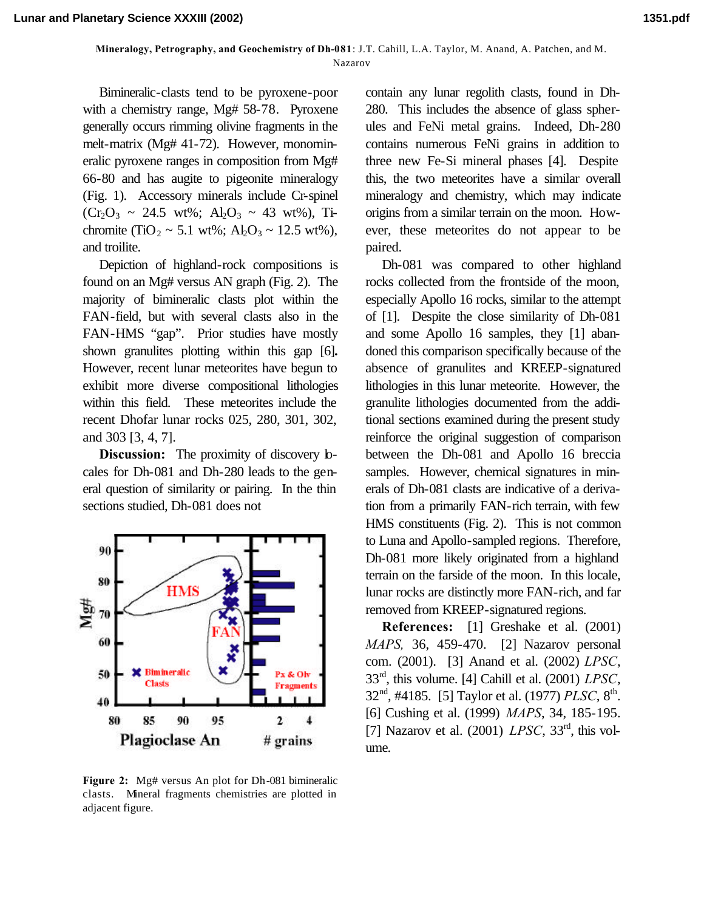**Mineralogy, Petrography, and Geochemistry of Dh-081**: J.T. Cahill, L.A. Taylor, M. Anand, A. Patchen, and M. Nazarov

Bimineralic-clasts tend to be pyroxene-poor with a chemistry range, Mg# 58-78. Pyroxene generally occurs rimming olivine fragments in the melt-matrix (Mg# 41-72). However, monomineralic pyroxene ranges in composition from Mg# 66-80 and has augite to pigeonite mineralogy (Fig. 1). Accessory minerals include Cr-spinel ($Cr_2O_3$ ~ 24.5 wt%; $Al_2O_3$ ~ 43 wt%), Ti-chromite ($TiO_2$ ~ 5.1 wt%; $Al_2O_3$ ~ 12.5 wt%), and troilite.

Depiction of highland-rock compositions is found on an Mg# versus AN graph (Fig. 2). The majority of bimineralic clasts plot within the FAN-field, but with several clasts also in the FAN-HMS "gap". Prior studies have mostly shown granulites plotting within this gap [6]. However, recent lunar meteorites have begun to exhibit more diverse compositional lithologies within this field. These meteorites include the recent Dhofar lunar rocks 025, 280, 301, 302, and 303 [3, 4, 7].

**Discussion:** The proximity of discovery locales for Dh-081 and Dh-280 leads to the general question of similarity or pairing. In the thin sections studied, Dh-081 does not contain any lunar regolith clasts, found in Dh-280. This includes the absence of glass spherules and FeNi metal grains. Indeed, Dh-280 contains numerous FeNi grains in addition to three new Fe-Si mineral phases [4]. Despite this, the two meteorites have a similar overall mineralogy and chemistry, which may indicate origins from a similar terrain on the moon. However, these meteorites do not appear to be paired.

Dh-081 was compared to other highland rocks collected from the frontside of the moon, especially Apollo 16 rocks, similar to the attempt of [1]. Despite the close similarity of Dh-081 and some Apollo 16 samples, they [1] abandoned this comparison specifically because of the absence of granulites and KREEP-signatured lithologies in this lunar meteorite. However, the granulite lithologies documented from the additional sections examined during the present study reinforce the original suggestion of comparison between the Dh-081 and Apollo 16 breccia samples. However, chemical signatures in minerals of Dh-081 clasts are indicative of a derivation from a primarily FAN-rich terrain, with few HMS constituents (Fig. 2). This is not common to Luna and Apollo-sampled regions. Therefore, Dh-081 more likely originated from a highland terrain on the farside of the moon. In this locale, lunar rocks are distinctly more FAN-rich, and far removed from KREEP-signatured regions.

Mg#
90
80
70
60
50
40
HMS
FAN
Bimineralic Clasts
Px & Olv Fragments
80 85 90 95
Plagioclase An
2 4
# grains

**Figure 2:** Mg# versus An plot for Dh-081 bimineralic clasts. Mineral fragments chemistries are plotted in adjacent figure.

**References:** [1] Greshake et al. (2001) *MAPS*, 36, 459-470. [2] Nazarov personal com. (2001). [3] Anand et al. (2002) *LPSC*, 33rd, this volume. [4] Cahill et al. (2001) *LPSC*, 32nd, #4185. [5] Taylor et al. (1977) *PLSC*, 8th. [6] Cushing et al. (1999) *MAPS*, 34, 185-195. [7] Nazarov et al. (2001) *LPSC*, 33rd, this volume.